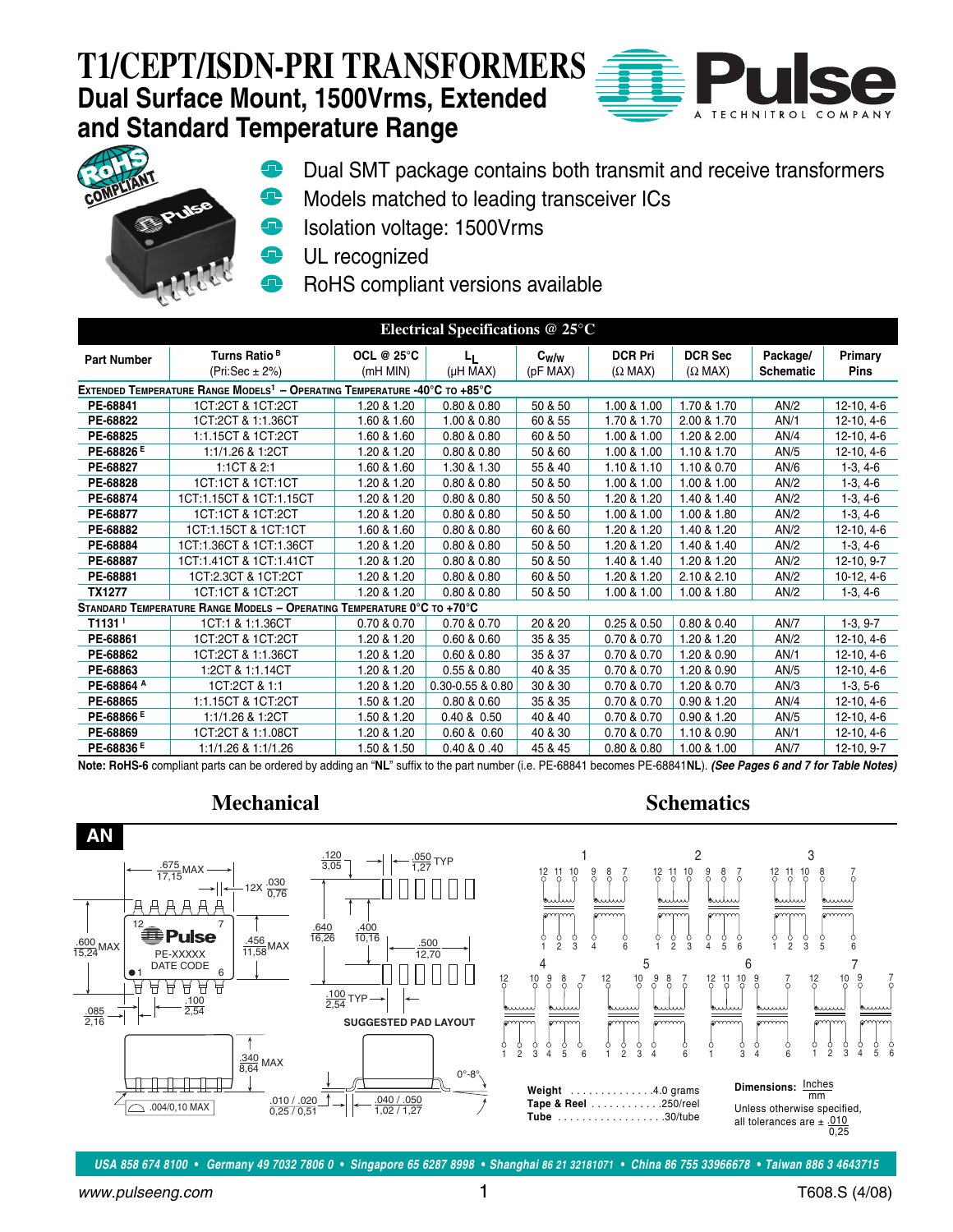# T1/CEPT/ISDN-PRI TRANSFORMERS

## Dual Surface Mount, 1500Vrms, Extended and Standard Temperature Range

- Dual SMT package contains both transmit and receive transformers
- Models matched to leading transceiver ICs
- Isolation voltage: 1500Vrms
- UL recognized
- RoHS compliant versions available

### Electrical Specifications @ 25°C

| Part Number | Turns Ratio [B] (Pri:Sec ± 2%) | OCL @ 25°C (mH MIN) | $L_L$ (µH MAX) | $C_{W/W}$ (pF MAX) | DCR Pri (Ω MAX) | DCR Sec (Ω MAX) | Package/ Schematic | Primary Pins |
|---|---|---|---|---|---|---|---|---|
| **EXTENDED TEMPERATURE RANGE MODELS[1] – OPERATING TEMPERATURE -40°C TO +85°C** | | | | | | | | |
| PE-68841 | 1CT:2CT & 1CT:2CT | 1.20 & 1.20 | 0.80 & 0.80 | 50 & 50 | 1.00 & 1.00 | 1.70 & 1.70 | AN/2 | 12-10, 4-6 |
| PE-68822 | 1CT:2CT & 1:1.36CT | 1.60 & 1.60 | 1.00 & 0.80 | 60 & 55 | 1.70 & 1.70 | 2.00 & 1.70 | AN/1 | 12-10, 4-6 |
| PE-68825 | 1:1.15CT & 1CT:2CT | 1.60 & 1.60 | 0.80 & 0.80 | 60 & 60 | 1.00 & 1.00 | 1.20 & 2.00 | AN/4 | 12-10, 4-6 |
| PE-68826 [E] | 1:1/1.26 & 1:2CT | 1.20 & 1.20 | 0.80 & 0.80 | 50 & 60 | 1.00 & 1.00 | 1.10 & 1.70 | AN/5 | 12-10, 4-6 |
| PE-68827 | 1:1CT & 2:1 | 1.60 & 1.60 | 1.30 & 1.30 | 55 & 40 | 1.10 & 1.10 | 1.10 & 0.70 | AN/6 | 1-3, 4-6 |
| PE-68828 | 1CT:1CT & 1CT:1CT | 1.20 & 1.20 | 0.80 & 0.80 | 50 & 50 | 1.00 & 1.00 | 1.00 & 1.00 | AN/2 | 1-3, 4-6 |
| PE-68874 | 1CT:1.15CT & 1CT:1.15CT | 1.20 & 1.20 | 0.80 & 0.80 | 50 & 50 | 1.20 & 1.20 | 1.40 & 1.40 | AN/2 | 1-3, 4-6 |
| PE-68877 | 1CT:1CT & 1CT:2CT | 1.20 & 1.20 | 0.80 & 0.80 | 50 & 50 | 1.00 & 1.00 | 1.00 & 1.80 | AN/2 | 1-3, 4-6 |
| PE-68882 | 1CT:1.15CT & 1CT:1CT | 1.60 & 1.60 | 0.80 & 0.80 | 60 & 60 | 1.20 & 1.20 | 1.40 & 1.20 | AN/2 | 12-10, 4-6 |
| PE-68884 | 1CT:1.36CT & 1CT:1.36CT | 1.20 & 1.20 | 0.80 & 0.80 | 50 & 50 | 1.20 & 1.20 | 1.40 & 1.40 | AN/2 | 1-3, 4-6 |
| PE-68887 | 1CT:1.41CT & 1CT:1.41CT | 1.20 & 1.20 | 0.80 & 0.80 | 50 & 50 | 1.40 & 1.40 | 1.20 & 1.20 | AN/2 | 12-10, 9-7 |
| PE-68881 | 1CT:2.3CT & 1CT:2CT | 1.20 & 1.20 | 0.80 & 0.80 | 60 & 50 | 1.20 & 1.20 | 2.10 & 2.10 | AN/2 | 10-12, 4-6 |
| TX1277 | 1CT:1CT & 1CT:2CT | 1.20 & 1.20 | 0.80 & 0.80 | 50 & 50 | 1.00 & 1.00 | 1.00 & 1.80 | AN/2 | 1-3, 4-6 |
| **STANDARD TEMPERATURE RANGE MODELS – OPERATING TEMPERATURE 0°C TO +70°C** | | | | | | | | |
| T1131 [I] | 1CT:1 & 1:1.36CT | 0.70 & 0.70 | 0.70 & 0.70 | 20 & 20 | 0.25 & 0.50 | 0.80 & 0.40 | AN/7 | 1-3, 9-7 |
| PE-68861 | 1CT:2CT & 1CT:2CT | 1.20 & 1.20 | 0.60 & 0.60 | 35 & 35 | 0.70 & 0.70 | 1.20 & 1.20 | AN/2 | 12-10, 4-6 |
| PE-68862 | 1CT:2CT & 1:1.36CT | 1.20 & 1.20 | 0.60 & 0.80 | 35 & 37 | 0.70 & 0.70 | 1.20 & 0.90 | AN/1 | 12-10, 4-6 |
| PE-68863 | 1:2CT & 1:1.14CT | 1.20 & 1.20 | 0.55 & 0.80 | 40 & 35 | 0.70 & 0.70 | 1.20 & 0.90 | AN/5 | 12-10, 4-6 |
| PE-68864 [A] | 1CT:2CT & 1:1 | 1.20 & 1.20 | 0.30-0.55 & 0.80 | 30 & 30 | 0.70 & 0.70 | 1.20 & 0.70 | AN/3 | 1-3, 5-6 |
| PE-68865 | 1:1.15CT & 1CT:2CT | 1.50 & 1.20 | 0.80 & 0.60 | 35 & 35 | 0.70 & 0.70 | 0.90 & 1.20 | AN/4 | 12-10, 4-6 |
| PE-68866 [E] | 1:1/1.26 & 1:2CT | 1.50 & 1.20 | 0.40 & 0.50 | 40 & 40 | 0.70 & 0.70 | 0.90 & 1.20 | AN/5 | 12-10, 4-6 |
| PE-68869 | 1CT:2CT & 1:1.08CT | 1.20 & 1.20 | 0.60 & 0.60 | 40 & 30 | 0.70 & 0.70 | 1.10 & 0.90 | AN/1 | 12-10, 4-6 |
| PE-68836 [E] | 1:1/1.26 & 1:1/1.26 | 1.50 & 1.50 | 0.40 & 0.40 | 45 & 45 | 0.80 & 0.80 | 1.00 & 1.00 | AN/7 | 12-10, 9-7 |

**Note: RoHS-6** compliant parts can be ordered by adding an "**NL**" suffix to the part number (i.e. PE-68841 becomes PE-68841**NL**). ***(See Pages 6 and 7 for Table Notes)***

## Mechanical

**AN**

.675 MAX / 17,15; 12X .030 / 0,76; .600 MAX / 15,24; .456 MAX / 11,58; .085 / 2,16; .100 / 2,54; .340 MAX / 8,64; .004/0,10 MAX; .010 / .020 / 0,25 / 0,51; .040 / .050 / 1,02 / 1,27; 0°-8°

PE-XXXXX DATE CODE

**SUGGESTED PAD LAYOUT**: .120 / 3,05; .050 / 1,27 TYP; .640 / 16,26; .400 / 10,16; .500 / 12,70; .100 / 2,54 TYP

## Schematics

**Weight** .............. 4.0 grams
**Tape & Reel** ............ 250/reel
**Tube** .................. 30/tube

**Dimensions:** Inches / mm

Unless otherwise specified, all tolerances are ± .010 / 0,25

USA 858 674 8100 • Germany 49 7032 7806 0 • Singapore 65 6287 8998 • Shanghai 86 21 32181071 • China 86 755 33966678 • Taiwan 886 3 4643715

www.pulseeng.com

T608.S (4/08)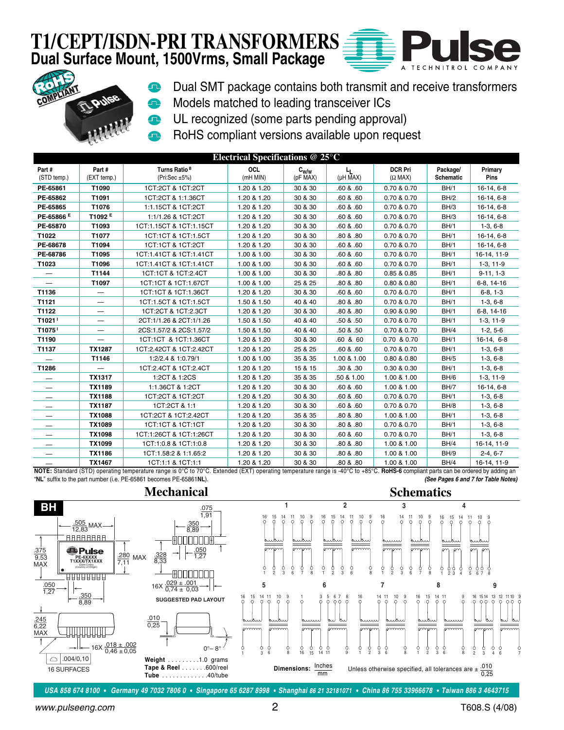# T1/CEPT/ISDN-PRI TRANSFORMERS

## Dual Surface Mount, 1500Vrms, Small Package

- Dual SMT package contains both transmit and receive transformers
- Models matched to leading transceiver ICs
- UL recognized (some parts pending approval)
- RoHS compliant versions available upon request

### Electrical Specifications @ 25°C

| Part # (STD temp.) | Part # (EXT temp.) | Turns Ratio [B] (Pri:Sec ±5%) | OCL (mH MIN) | $C_{W/W}$ (pF MAX) | $L_L$ (µH MAX) | DCR Pri (Ω MAX) | Package/ Schematic | Primary Pins |
|---|---|---|---|---|---|---|---|---|
| PE-65861 | T1090 | 1CT:2CT & 1CT:2CT | 1.20 & 1.20 | 30 & 30 | .60 & .60 | 0.70 & 0.70 | BH/1 | 16-14, 6-8 |
| PE-65862 | T1091 | 1CT:2CT & 1:1.36CT | 1.20 & 1.20 | 30 & 30 | .60 & .60 | 0.70 & 0.70 | BH/2 | 16-14, 6-8 |
| PE-65865 | T1076 | 1:1.15CT & 1CT:2CT | 1.20 & 1.20 | 30 & 30 | .60 & .60 | 0.70 & 0.70 | BH/3 | 16-14, 6-8 |
| PE-65866 [E] | T1092 [E] | 1:1/1.26 & 1CT:2CT | 1.20 & 1.20 | 30 & 30 | .60 & .60 | 0.70 & 0.70 | BH/3 | 16-14, 6-8 |
| PE-65870 | T1093 | 1CT:1.15CT & 1CT:1.15CT | 1.20 & 1.20 | 30 & 30 | .60 & .60 | 0.70 & 0.70 | BH/1 | 1-3, 6-8 |
| T1022 | T1077 | 1CT:1CT & 1CT:1.5CT | 1.20 & 1.20 | 30 & 30 | .80 & .80 | 0.70 & 0.70 | BH/1 | 16-14, 6-8 |
| PE-68678 | T1094 | 1CT:1CT & 1CT:2CT | 1.20 & 1.20 | 30 & 30 | .60 & .60 | 0.70 & 0.70 | BH/1 | 16-14, 6-8 |
| PE-68786 | T1095 | 1CT:1.41CT & 1CT:1.41CT | 1.00 & 1.00 | 30 & 30 | .60 & .60 | 0.70 & 0.70 | BH/1 | 16-14, 11-9 |
| T1023 | T1096 | 1CT:1.41CT & 1CT:1.41CT | 1.00 & 1.00 | 30 & 30 | .60 & .60 | 0.70 & 0.70 | BH/1 | 1-3, 11-9 |
| — | T1144 | 1CT:1CT & 1CT:2.4CT | 1.00 & 1.00 | 30 & 30 | .80 & .80 | 0.85 & 0.85 | BH/1 | 9-11, 1-3 |
| — | T1097 | 1CT:1CT & 1CT:1.67CT | 1.00 & 1.00 | 25 & 25 | .80 & .80 | 0.80 & 0.80 | BH/1 | 6-8, 14-16 |
| T1136 | — | 1CT:1CT & 1CT:1.36CT | 1.20 & 1.20 | 30 & 30 | .60 & .60 | 0.70 & 0.70 | BH/1 | 6-8, 1-3 |
| T1121 | — | 1CT:1.5CT & 1CT:1.5CT | 1.50 & 1.50 | 40 & 40 | .80 & .80 | 0.70 & 0.70 | BH/1 | 1-3, 6-8 |
| T1122 | — | 1CT:2CT & 1CT:2.3CT | 1.20 & 1.20 | 30 & 30 | .80 & .80 | 0.90 & 0.90 | BH/1 | 6-8, 14-16 |
| T1021 [I] | — | 2CT:1/1.26 & 2CT:1/1.26 | 1.50 & 1.50 | 40 & 40 | .50 & .50 | 0.70 & 0.70 | BH/1 | 1-3, 11-9 |
| T1075 [I] | — | 2CS:1.57/2 & 2CS:1.57/2 | 1.50 & 1.50 | 40 & 40 | .50 & .50 | 0.70 & 0.70 | BH/4 | 1-2, 5-6 |
| T1190 | — | 1CT:1CT & 1CT:1.36CT | 1.20 & 1.20 | 30 & 30 | .60 & 60 | 0.70 & 0.70 | BH/1 | 16-14, 6-8 |
| T1137 | TX1287 | 1CT:2.42CT & 1CT:2.42CT | 1.20 & 1.20 | 25 & 25 | .60 & .60 | 0.70 & 0.70 | BH/1 | 1-3, 6-8 |
| — | T1146 | 1:2/2.4 & 1:0.79/1 | 1.00 & 1.00 | 35 & 35 | 1.00 & 1.00 | 0.80 & 0.80 | BH/5 | 1-3, 6-8 |
| T1286 | — | 1CT:2.4CT & 1CT:2.4CT | 1.20 & 1.20 | 15 & 15 | .30 & .30 | 0.30 & 0.30 | BH/1 | 1-3, 6-8 |
| — | TX1317 | 1:2CT & 1:2CS | 1.20 & 1.20 | 35 & 35 | .50 & 1.00 | 1.00 & 1.00 | BH/6 | 1-3, 11-9 |
| — | TX1189 | 1:1.36CT & 1:2CT | 1.20 & 1.20 | 30 & 30 | .60 & .60 | 1.00 & 1.00 | BH/7 | 16-14, 6-8 |
| — | TX1188 | 1CT:2CT & 1CT:2CT | 1.20 & 1.20 | 30 & 30 | .60 & .60 | 0.70 & 0.70 | BH/1 | 1-3, 6-8 |
| — | TX1187 | 1CT:2CT & 1:1 | 1.20 & 1.20 | 30 & 30 | .60 & .60 | 0.70 & 0.70 | BH/8 | 1-3, 6-8 |
| — | TX1088 | 1CT:2CT & 1CT:2.42CT | 1.20 & 1.20 | 35 & 35 | .80 & .80 | 1.00 & 1.00 | BH/1 | 1-3, 6-8 |
| — | TX1089 | 1CT:1CT & 1CT:1CT | 1.20 & 1.20 | 30 & 30 | .80 & .80 | 0.70 & 0.70 | BH/1 | 1-3, 6-8 |
| — | TX1098 | 1CT:1:26CT & 1CT:1:26CT | 1.20 & 1.20 | 30 & 30 | .60 & .60 | 0.70 & 0.70 | BH/1 | 1-3, 6-8 |
| — | TX1099 | 1CT:1:0.8 & 1CT:1:0.8 | 1.20 & 1.20 | 30 & 30 | .80 & .80 | 1.00 & 1.00 | BH/4 | 16-14, 11-9 |
| — | TX1186 | 1CT:1.58:2 & 1:1.65:2 | 1.20 & 1.20 | 30 & 30 | .80 & .80 | 1.00 & 1.00 | BH/9 | 2-4, 6-7 |
| — | TX1467 | 1CT:1:1 & 1CT:1:1 | 1.20 & 1.20 | 30 & 30 | .80 & .80 | 1.00 & 1.00 | BH/4 | 16-14, 11-9 |

**NOTE:** Standard (STD) operating temperature range is 0°C to 70°C. Extended (EXT) operating temperature range is -40°C to +85°C. **RoHS-6** compliant parts can be ordered by adding an "**NL**" suffix to the part number (i.e. PE-65861 becomes PE-65861**NL**).

*(See Pages 6 and 7 for Table Notes)*

## Mechanical

**BH**

- .505/12,83 MAX
- .375/9,53 MAX
- .280/7,11 MAX
- .050/1,27
- .350/8,89
- .245/6,22 MAX
- 16X .018 ± .002 / 0,46 ± 0,05
- .004/0,10 — 16 SURFACES
- .010/0,25
- 0°– 8°

SUGGESTED PAD LAYOUT: .075/1,91; .350/8,89; .328/8,33; .050/1,27; 16X .029 ± .001 / 0,74 ± 0,03

**Weight** . . . . . . . . .1.0 grams
**Tape & Reel** . . . . . . .600/reel
**Tube** . . . . . . . . . . . . .40/tube

## Schematics

Schematics 1–9

Dimensions: Inches / mm

Unless otherwise specified, all tolerances are ± .010/0,25

USA 858 674 8100 • Germany 49 7032 7806 0 • Singapore 65 6287 8998 • Shanghai 86 21 32181071 • China 86 755 33966678 • Taiwan 886 3 4643715

www.pulseeng.com

T608.S (4/08)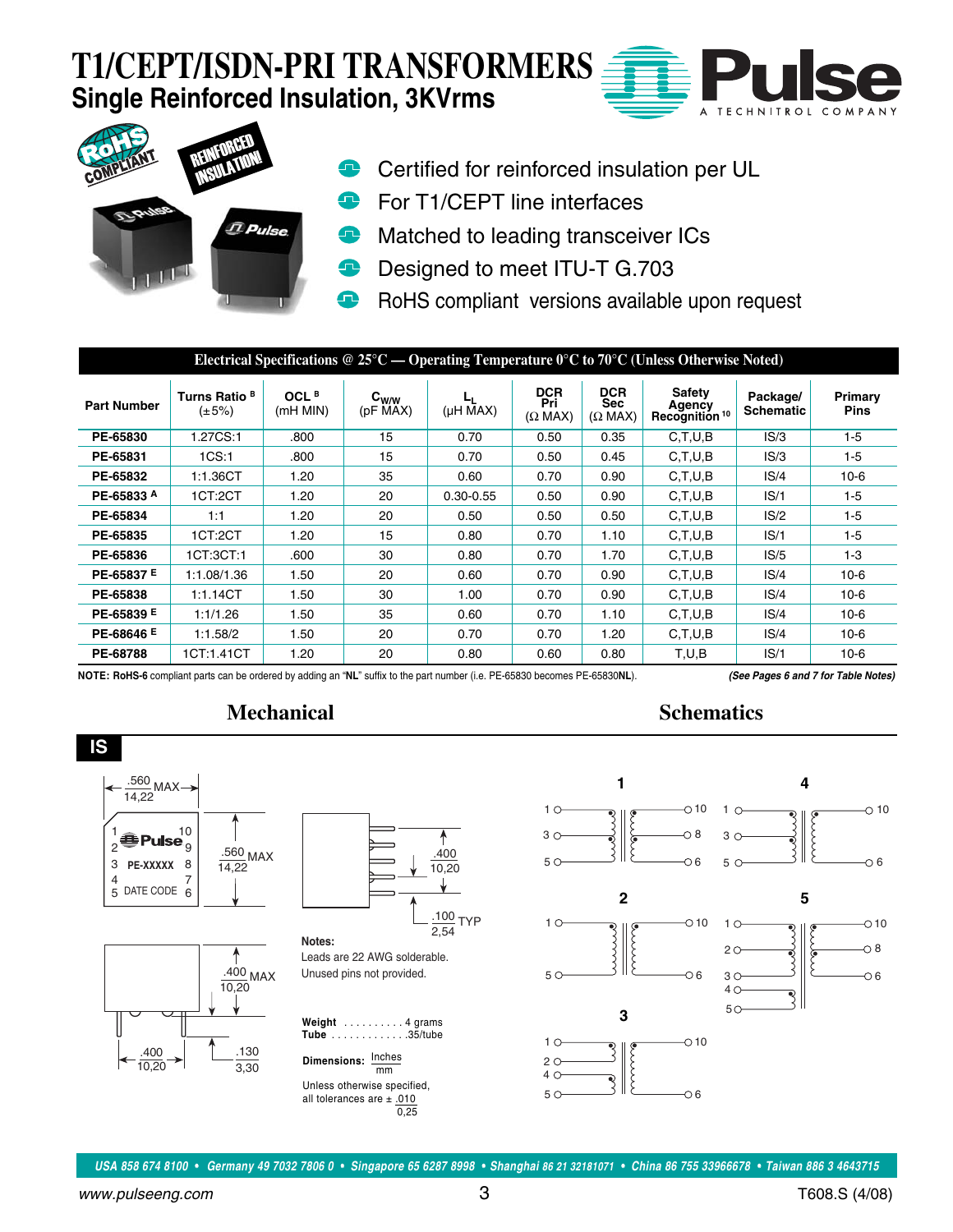# T1/CEPT/ISDN-PRI TRANSFORMERS

## Single Reinforced Insulation, 3KVrms

- Certified for reinforced insulation per UL
- For T1/CEPT line interfaces
- Matched to leading transceiver ICs
- Designed to meet ITU-T G.703
- RoHS compliant versions available upon request

**Electrical Specifications @ 25°C — Operating Temperature 0°C to 70°C (Unless Otherwise Noted)**

| Part Number | Turns Ratio [B] (±5%) | OCL [B] (mH MIN) | $C_{W/W}$ (pF MAX) | $L_L$ (µH MAX) | DCR Pri (Ω MAX) | DCR Sec (Ω MAX) | Safety Agency Recognition [10] | Package/ Schematic | Primary Pins |
|---|---|---|---|---|---|---|---|---|---|
| PE-65830 | 1.27CS:1 | .800 | 15 | 0.70 | 0.50 | 0.35 | C,T,U,B | IS/3 | 1-5 |
| PE-65831 | 1CS:1 | .800 | 15 | 0.70 | 0.50 | 0.45 | C,T,U,B | IS/3 | 1-5 |
| PE-65832 | 1:1.36CT | 1.20 | 35 | 0.60 | 0.70 | 0.90 | C,T,U,B | IS/4 | 10-6 |
| PE-65833 [A] | 1CT:2CT | 1.20 | 20 | 0.30-0.55 | 0.50 | 0.90 | C,T,U,B | IS/1 | 1-5 |
| PE-65834 | 1:1 | 1.20 | 20 | 0.50 | 0.50 | 0.50 | C,T,U,B | IS/2 | 1-5 |
| PE-65835 | 1CT:2CT | 1.20 | 15 | 0.80 | 0.70 | 1.10 | C,T,U,B | IS/1 | 1-5 |
| PE-65836 | 1CT:3CT:1 | .600 | 30 | 0.80 | 0.70 | 1.70 | C,T,U,B | IS/5 | 1-3 |
| PE-65837 [E] | 1:1.08/1.36 | 1.50 | 20 | 0.60 | 0.70 | 0.90 | C,T,U,B | IS/4 | 10-6 |
| PE-65838 | 1:1.14CT | 1.50 | 30 | 1.00 | 0.70 | 0.90 | C,T,U,B | IS/4 | 10-6 |
| PE-65839 [E] | 1:1/1.26 | 1.50 | 35 | 0.60 | 0.70 | 1.10 | C,T,U,B | IS/4 | 10-6 |
| PE-68646 [E] | 1:1.58/2 | 1.50 | 20 | 0.70 | 0.70 | 1.20 | C,T,U,B | IS/4 | 10-6 |
| PE-68788 | 1CT:1.41CT | 1.20 | 20 | 0.80 | 0.60 | 0.80 | T,U,B | IS/1 | 10-6 |

**NOTE: RoHS-6** compliant parts can be ordered by adding an "**NL**" suffix to the part number (i.e. PE-65830 becomes PE-65830**NL**).

*(See Pages 6 and 7 for Table Notes)*

## Mechanical

**IS**

.560 MAX 14,22

.560 MAX 14,22

.400 10,20

.100 TYP 2,54

.400 MAX 10,20

.400 10,20

.130 3,30

Pins: 1, 2, 3, 4, 5 / 10, 9, 8, 7, 6 — Pulse PE-XXXXX DATE CODE

**Notes:**
Leads are 22 AWG solderable.
Unused pins not provided.

**Weight** .......... 4 grams
**Tube** ............ 35/tube

**Dimensions:** Inches / mm

Unless otherwise specified, all tolerances are ± .010 / 0,25

## Schematics

1: pins 1, 3, 5 — 10, 8, 6

2: pins 1, 5 — 10, 6

3: pins 1, 2, 4, 5 — 10, 6

4: pins 1, 3, 5 — 10, 6

5: pins 1, 2, 3, 4, 5 — 10, 8, 6

*USA 858 674 8100 • Germany 49 7032 7806 0 • Singapore 65 6287 8998 • Shanghai 86 21 32181071 • China 86 755 33966678 • Taiwan 886 3 4643715*

www.pulseeng.com

T608.S (4/08)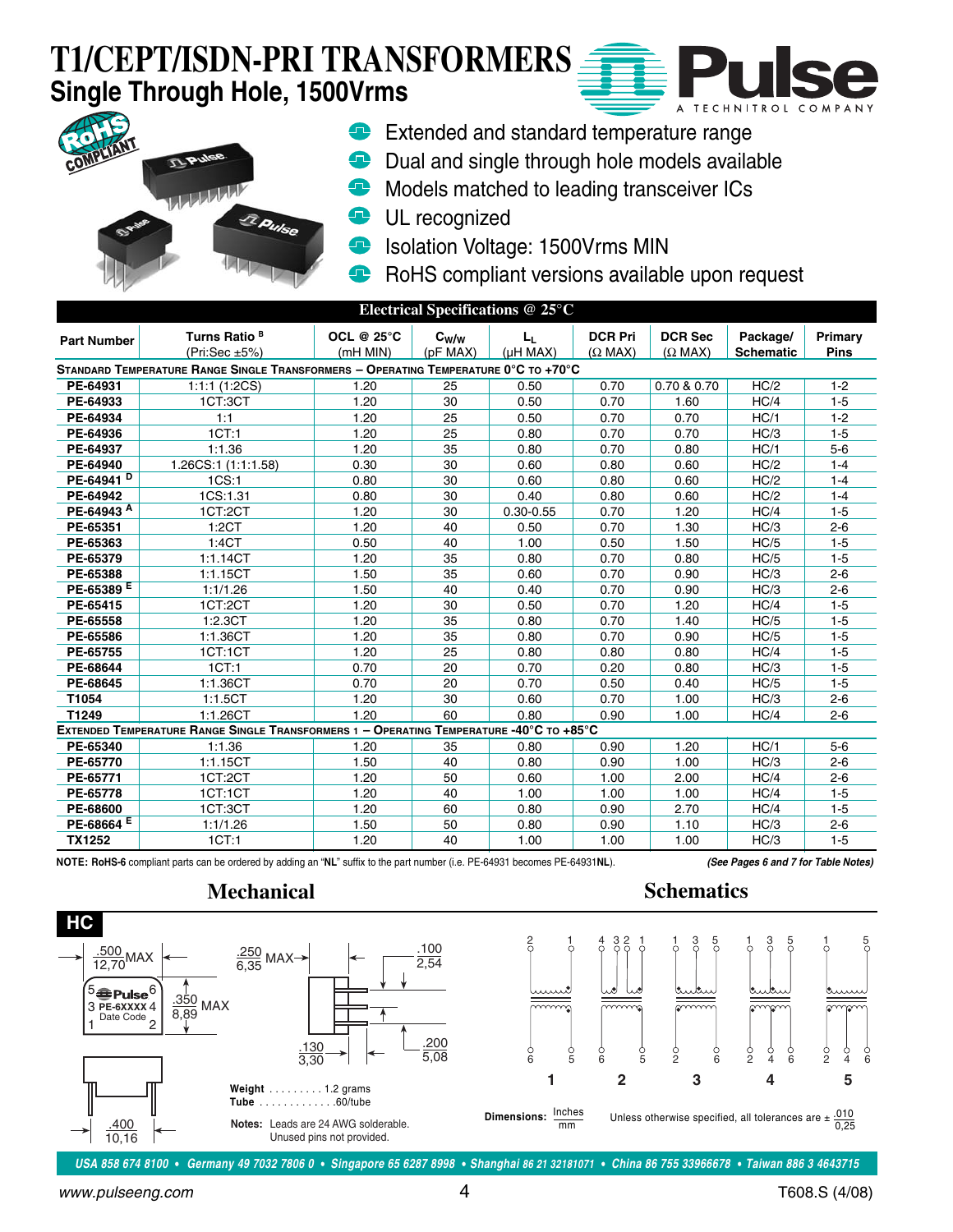# T1/CEPT/ISDN-PRI TRANSFORMERS

## Single Through Hole, 1500Vrms

- Extended and standard temperature range
- Dual and single through hole models available
- Models matched to leading transceiver ICs
- UL recognized
- Isolation Voltage: 1500Vrms MIN
- RoHS compliant versions available upon request

### Electrical Specifications @ 25°C

| Part Number | Turns Ratio [B] (Pri:Sec ±5%) | OCL @ 25°C (mH MIN) | $C_{W/W}$ (pF MAX) | $L_L$ (µH MAX) | DCR Pri (Ω MAX) | DCR Sec (Ω MAX) | Package/ Schematic | Primary Pins |
|---|---|---|---|---|---|---|---|---|
| **STANDARD TEMPERATURE RANGE SINGLE TRANSFORMERS – OPERATING TEMPERATURE 0°C TO +70°C** | | | | | | | | |
| PE-64931 | 1:1:1 (1:2CS) | 1.20 | 25 | 0.50 | 0.70 | 0.70 & 0.70 | HC/2 | 1-2 |
| PE-64933 | 1CT:3CT | 1.20 | 30 | 0.50 | 0.70 | 1.60 | HC/4 | 1-5 |
| PE-64934 | 1:1 | 1.20 | 25 | 0.50 | 0.70 | 0.70 | HC/1 | 1-2 |
| PE-64936 | 1CT:1 | 1.20 | 25 | 0.80 | 0.70 | 0.70 | HC/3 | 1-5 |
| PE-64937 | 1:1.36 | 1.20 | 35 | 0.80 | 0.70 | 0.80 | HC/1 | 5-6 |
| PE-64940 | 1.26CS:1 (1:1:1.58) | 0.30 | 30 | 0.60 | 0.80 | 0.60 | HC/2 | 1-4 |
| PE-64941 [D] | 1CS:1 | 0.80 | 30 | 0.60 | 0.80 | 0.60 | HC/2 | 1-4 |
| PE-64942 | 1CS:1.31 | 0.80 | 30 | 0.40 | 0.80 | 0.60 | HC/2 | 1-4 |
| PE-64943 [A] | 1CT:2CT | 1.20 | 30 | 0.30-0.55 | 0.70 | 1.20 | HC/4 | 1-5 |
| PE-65351 | 1:2CT | 1.20 | 40 | 0.50 | 0.70 | 1.30 | HC/3 | 2-6 |
| PE-65363 | 1:4CT | 0.50 | 40 | 1.00 | 0.50 | 1.50 | HC/5 | 1-5 |
| PE-65379 | 1:1.14CT | 1.20 | 35 | 0.80 | 0.70 | 0.80 | HC/5 | 1-5 |
| PE-65388 | 1:1.15CT | 1.50 | 35 | 0.60 | 0.70 | 0.90 | HC/3 | 2-6 |
| PE-65389 [E] | 1:1/1.26 | 1.50 | 40 | 0.40 | 0.70 | 0.90 | HC/3 | 2-6 |
| PE-65415 | 1CT:2CT | 1.20 | 30 | 0.50 | 0.70 | 1.20 | HC/4 | 1-5 |
| PE-65558 | 1:2.3CT | 1.20 | 35 | 0.80 | 0.70 | 1.40 | HC/5 | 1-5 |
| PE-65586 | 1:1.36CT | 1.20 | 35 | 0.80 | 0.70 | 0.90 | HC/5 | 1-5 |
| PE-65755 | 1CT:1CT | 1.20 | 25 | 0.80 | 0.80 | 0.80 | HC/4 | 1-5 |
| PE-68644 | 1CT:1 | 0.70 | 20 | 0.70 | 0.20 | 0.80 | HC/3 | 1-5 |
| PE-68645 | 1:1.36CT | 0.70 | 20 | 0.70 | 0.50 | 0.40 | HC/5 | 1-5 |
| T1054 | 1:1.5CT | 1.20 | 30 | 0.60 | 0.70 | 1.00 | HC/3 | 2-6 |
| T1249 | 1:1.26CT | 1.20 | 60 | 0.80 | 0.90 | 1.00 | HC/4 | 2-6 |
| **EXTENDED TEMPERATURE RANGE SINGLE TRANSFORMERS 1 – OPERATING TEMPERATURE -40°C TO +85°C** | | | | | | | | |
| PE-65340 | 1:1.36 | 1.20 | 35 | 0.80 | 0.90 | 1.20 | HC/1 | 5-6 |
| PE-65770 | 1:1.15CT | 1.50 | 40 | 0.80 | 0.90 | 1.00 | HC/3 | 2-6 |
| PE-65771 | 1CT:2CT | 1.20 | 50 | 0.60 | 1.00 | 2.00 | HC/4 | 2-6 |
| PE-65778 | 1CT:1CT | 1.20 | 40 | 1.00 | 1.00 | 1.00 | HC/4 | 1-5 |
| PE-68600 | 1CT:3CT | 1.20 | 60 | 0.80 | 0.90 | 2.70 | HC/4 | 1-5 |
| PE-68664 [E] | 1:1/1.26 | 1.50 | 50 | 0.80 | 0.90 | 1.10 | HC/3 | 2-6 |
| TX1252 | 1CT:1 | 1.20 | 40 | 1.00 | 1.00 | 1.00 | HC/3 | 1-5 |

**NOTE: RoHS-6** compliant parts can be ordered by adding an "**NL**" suffix to the part number (i.e. PE-64931 becomes PE-64931**NL**).

*(See Pages 6 and 7 for Table Notes)*

## Mechanical

**HC**

- .500/12,70 MAX
- .350/8,89 MAX
- .250/6,35 MAX
- .100/2,54
- .130/3,30
- .200/5,08
- .400/10,16

Pin markings: 5, 6, 3, 4, 1, 2 — Pulse PE-6XXXX Date Code

**Weight** . . . . . . . . . 1.2 grams
**Tube** . . . . . . . . . . . .60/tube

**Notes:** Leads are 24 AWG solderable. Unused pins not provided.

## Schematics

Schematics 1, 2, 3, 4, 5.

**Dimensions:** Inches / mm

Unless otherwise specified, all tolerances are ± .010/0,25

USA 858 674 8100 • Germany 49 7032 7806 0 • Singapore 65 6287 8998 • Shanghai 86 21 32181071 • China 86 755 33966678 • Taiwan 886 3 4643715

www.pulseeng.com

T608.S (4/08)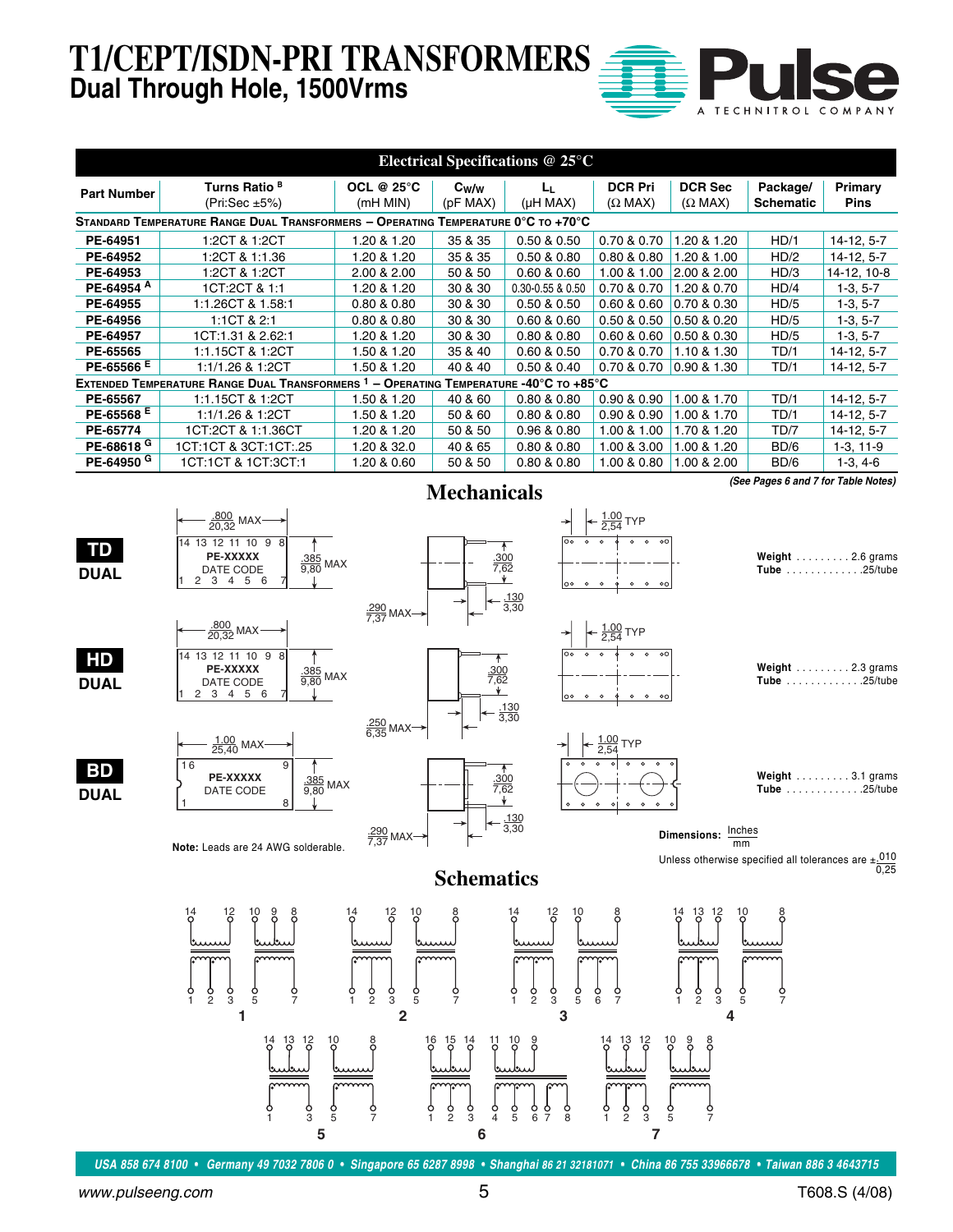# T1/CEPT/ISDN-PRI TRANSFORMERS

## Dual Through Hole, 1500Vrms

### Electrical Specifications @ 25°C

| Part Number | Turns Ratio [B] (Pri:Sec ±5%) | OCL @ 25°C (mH MIN) | $C_{W/W}$ (pF MAX) | $L_L$ (µH MAX) | DCR Pri (Ω MAX) | DCR Sec (Ω MAX) | Package/ Schematic | Primary Pins |
|---|---|---|---|---|---|---|---|---|
| **STANDARD TEMPERATURE RANGE DUAL TRANSFORMERS – OPERATING TEMPERATURE 0°C TO +70°C** | | | | | | | | |
| PE-64951 | 1:2CT & 1:2CT | 1.20 & 1.20 | 35 & 35 | 0.50 & 0.50 | 0.70 & 0.70 | 1.20 & 1.20 | HD/1 | 14-12, 5-7 |
| PE-64952 | 1:2CT & 1:1.36 | 1.20 & 1.20 | 35 & 35 | 0.50 & 0.80 | 0.80 & 0.80 | 1.20 & 1.00 | HD/2 | 14-12, 5-7 |
| PE-64953 | 1:2CT & 1:2CT | 2.00 & 2.00 | 50 & 50 | 0.60 & 0.60 | 1.00 & 1.00 | 2.00 & 2.00 | HD/3 | 14-12, 10-8 |
| PE-64954 [A] | 1CT:2CT & 1:1 | 1.20 & 1.20 | 30 & 30 | 0.30-0.55 & 0.50 | 0.70 & 0.70 | 1.20 & 0.70 | HD/4 | 1-3, 5-7 |
| PE-64955 | 1:1.26CT & 1.58:1 | 0.80 & 0.80 | 30 & 30 | 0.50 & 0.50 | 0.60 & 0.60 | 0.70 & 0.30 | HD/5 | 1-3, 5-7 |
| PE-64956 | 1:1CT & 2:1 | 0.80 & 0.80 | 30 & 30 | 0.60 & 0.60 | 0.50 & 0.50 | 0.50 & 0.20 | HD/5 | 1-3, 5-7 |
| PE-64957 | 1CT:1.31 & 2.62:1 | 1.20 & 1.20 | 30 & 30 | 0.80 & 0.80 | 0.60 & 0.60 | 0.50 & 0.30 | HD/5 | 1-3, 5-7 |
| PE-65565 | 1:1.15CT & 1:2CT | 1.50 & 1.20 | 35 & 40 | 0.60 & 0.50 | 0.70 & 0.70 | 1.10 & 1.30 | TD/1 | 14-12, 5-7 |
| PE-65566 [E] | 1:1/1.26 & 1:2CT | 1.50 & 1.20 | 40 & 40 | 0.50 & 0.40 | 0.70 & 0.70 | 0.90 & 1.30 | TD/1 | 14-12, 5-7 |
| **EXTENDED TEMPERATURE RANGE DUAL TRANSFORMERS [1] – OPERATING TEMPERATURE -40°C TO +85°C** | | | | | | | | |
| PE-65567 | 1:1.15CT & 1:2CT | 1.50 & 1.20 | 40 & 60 | 0.80 & 0.80 | 0.90 & 0.90 | 1.00 & 1.70 | TD/1 | 14-12, 5-7 |
| PE-65568 [E] | 1:1/1.26 & 1:2CT | 1.50 & 1.20 | 50 & 60 | 0.80 & 0.80 | 0.90 & 0.90 | 1.00 & 1.70 | TD/1 | 14-12, 5-7 |
| PE-65774 | 1CT:2CT & 1:1.36CT | 1.20 & 1.20 | 50 & 50 | 0.96 & 0.80 | 1.00 & 1.00 | 1.70 & 1.20 | TD/7 | 14-12, 5-7 |
| PE-68618 [G] | 1CT:1CT & 3CT:1CT:.25 | 1.20 & 32.0 | 40 & 65 | 0.80 & 0.80 | 1.00 & 3.00 | 1.00 & 1.20 | BD/6 | 1-3, 11-9 |
| PE-64950 [G] | 1CT:1CT & 1CT:3CT:1 | 1.20 & 0.60 | 50 & 50 | 0.80 & 0.80 | 1.00 & 0.80 | 1.00 & 2.00 | BD/6 | 1-3, 4-6 |

*(See Pages 6 and 7 for Table Notes)*

## Mechanicals

**TD DUAL**

- .800/20,32 MAX; .385/9,80 MAX; .290/7,37 MAX; .300/7,62; .130/3,30; 1.00/2,54 TYP
- PE-XXXXX, DATE CODE (pins 1–7, 8–14)
- Weight . . . . . . . . . 2.6 grams
- Tube . . . . . . . . . . . . .25/tube

**HD DUAL**

- .800/20,32 MAX; .385/9,80 MAX; .250/6,35 MAX; .300/7,62; .130/3,30; 1.00/2,54 TYP
- PE-XXXXX, DATE CODE (pins 1–7, 8–14)
- Weight . . . . . . . . . 2.3 grams
- Tube . . . . . . . . . . . . .25/tube

**BD DUAL**

- 1.00/25,40 MAX; .385/9,80 MAX; .290/7,37 MAX; .300/7,62; .130/3,30; 1.00/2,54 TYP
- PE-XXXXX, DATE CODE (pins 1–8, 9–16)
- Weight . . . . . . . . . 3.1 grams
- Tube . . . . . . . . . . . . .25/tube

**Note:** Leads are 24 AWG solderable.

Dimensions: Inches/mm

Unless otherwise specified all tolerances are ±.010/0,25

## Schematics

1. Pins 14, 12, 10, 9, 8 / 1, 2, 3, 5, 7
2. Pins 14, 12, 10, 8 / 1, 2, 3, 5, 7
3. Pins 14, 12, 10, 8 / 1, 2, 3, 5, 6, 7
4. Pins 14, 13, 12, 10, 8 / 1, 2, 3, 5, 7
5. Pins 14, 13, 12, 10, 8 / 1, 3, 5, 7
6. Pins 16, 15, 14, 11, 10, 9 / 1, 2, 3, 4, 5, 6, 7, 8
7. Pins 14, 13, 12, 10, 9, 8 / 1, 2, 3, 5, 7

USA 858 674 8100 • Germany 49 7032 7806 0 • Singapore 65 6287 8998 • Shanghai 86 21 32181071 • China 86 755 33966678 • Taiwan 886 3 4643715

www.pulseeng.com

T608.S (4/08)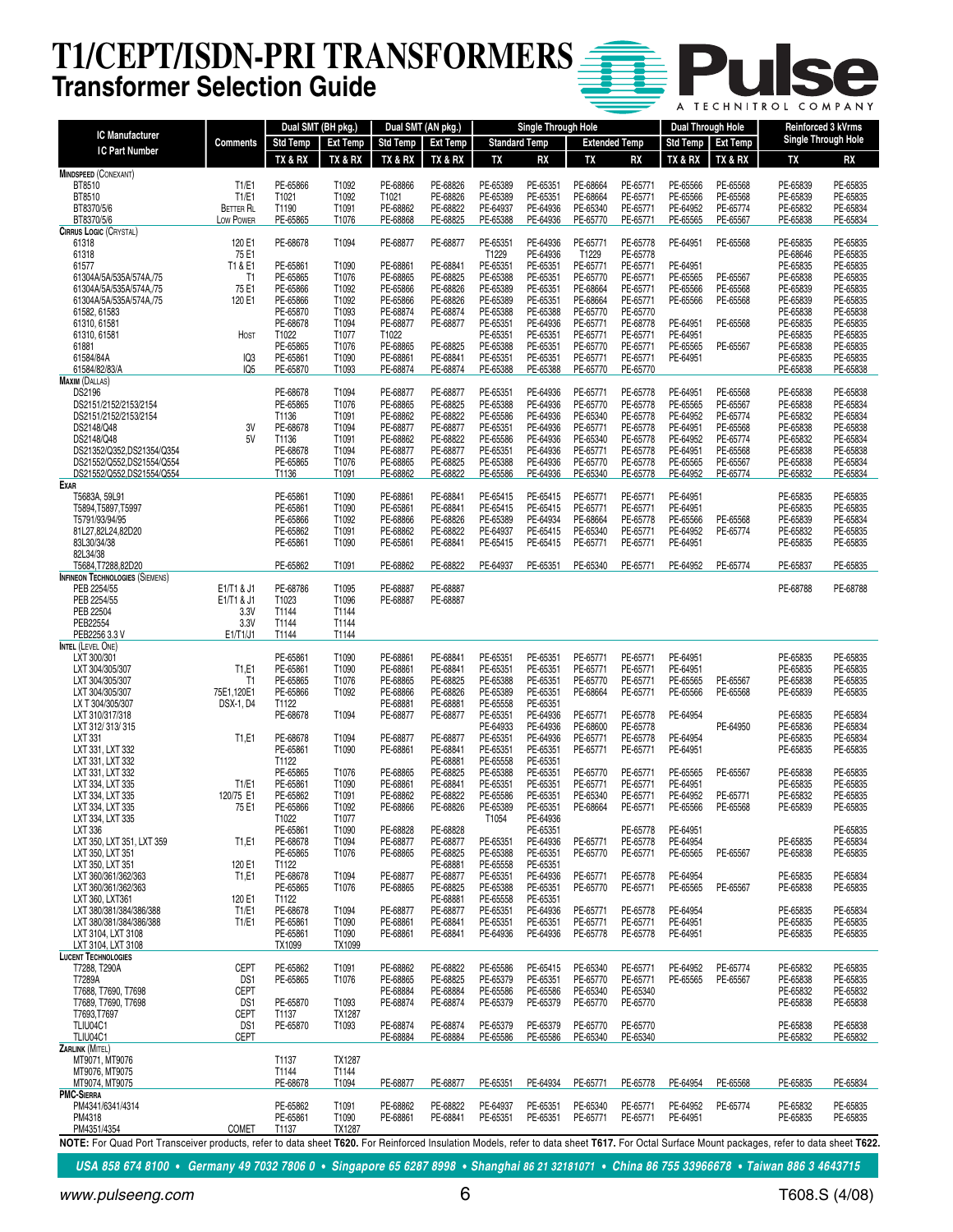# T1/CEPT/ISDN-PRI TRANSFORMERS

## Transformer Selection Guide

| IC Manufacturer / IC Part Number | Comments | Dual SMT (BH pkg.) | | Dual SMT (AN pkg.) | | Single Through Hole | | | | Dual Through Hole | | Reinforced 3 kVrms Single Through Hole | |
|---|---|---|---|---|---|---|---|---|---|---|---|---|---|
| | | Std Temp | Ext Temp | Std Temp | Ext Temp | Standard Temp | | Extended Temp | | Std Temp | Ext Temp | | |
| | | TX & RX | TX & RX | TX & RX | TX & RX | TX | RX | TX | RX | TX & RX | TX & RX | TX | RX |
| **MINDSPEED (CONEXANT)** | | | | | | | | | | | | | |
| BT8510 | T1/E1 | PE-65866 | T1092 | PE-68866 | PE-68826 | PE-65389 | PE-65351 | PE-68664 | PE-65771 | PE-65566 | PE-65568 | PE-65839 | PE-65835 |
| BT8510 | T1/E1 | T1021 | T1092 | T1021 | PE-68826 | PE-65389 | PE-65351 | PE-68664 | PE-65771 | PE-65566 | PE-65568 | PE-65839 | PE-65835 |
| BT8370/5/6 | Better RL | T1190 | T1091 | PE-68862 | PE-68822 | PE-64937 | PE-64936 | PE-65340 | PE-65771 | PE-64952 | PE-65774 | PE-65832 | PE-65834 |
| BT8370/5/6 | Low Power | PE-65865 | T1076 | PE-68868 | PE-68825 | PE-65388 | PE-64936 | PE-65770 | PE-65771 | PE-65565 | PE-65567 | PE-65838 | PE-65834 |
| **CIRRUS LOGIC (CRYSTAL)** | | | | | | | | | | | | | |
| 61318 | 120 E1 | PE-68678 | T1094 | PE-68877 | PE-68877 | PE-65351 | PE-64936 | PE-65771 | PE-65778 | PE-64951 | PE-65568 | PE-65835 | PE-65835 |
| 61318 | 75 E1 | | | | | T1229 | PE-64936 | T1229 | PE-65778 | | | PE-68646 | PE-65835 |
| 61577 | T1 & E1 | PE-65861 | T1090 | PE-68861 | PE-68841 | PE-65351 | PE-65351 | PE-65771 | PE-65771 | PE-64951 | | PE-65835 | PE-65835 |
| 61304A/5A/535A/574A,/75 | T1 | PE-65865 | T1076 | PE-68865 | PE-68825 | PE-65388 | PE-65351 | PE-65770 | PE-65771 | PE-65565 | PE-65567 | PE-65838 | PE-65835 |
| 61304A/5A/535A/574A,/75 | 75 E1 | PE-65866 | T1092 | PE-65866 | PE-68826 | PE-65389 | PE-65351 | PE-68664 | PE-65771 | PE-65566 | PE-65568 | PE-65839 | PE-65835 |
| 61304A/5A/535A/574A,/75 | 120 E1 | PE-65866 | T1092 | PE-65866 | PE-68826 | PE-65389 | PE-65351 | PE-68664 | PE-65771 | PE-65566 | PE-65568 | PE-65839 | PE-65835 |
| 61582, 61583 | | PE-65870 | T1093 | PE-68874 | PE-68874 | PE-65388 | PE-65388 | PE-65770 | PE-65770 | | | PE-65838 | PE-65838 |
| 61310, 61581 | | PE-68678 | T1094 | PE-68877 | PE-68877 | PE-65351 | PE-64936 | PE-65771 | PE-68778 | PE-64951 | PE-65568 | PE-65835 | PE-65835 |
| 61310, 61581 | Host | T1022 | T1077 | T1022 | | PE-65351 | PE-65351 | PE-65771 | PE-65771 | PE-64951 | | PE-65835 | PE-65835 |
| 61881 | | PE-65865 | T1076 | PE-68865 | PE-68825 | PE-65388 | PE-65351 | PE-65770 | PE-65771 | PE-65565 | PE-65567 | PE-65838 | PE-65835 |
| 61584/84A | IQ3 | PE-65861 | T1090 | PE-68861 | PE-68841 | PE-65351 | PE-65351 | PE-65771 | PE-65771 | PE-64951 | | PE-65835 | PE-65835 |
| 61584/82/83/A | IQ5 | PE-65870 | T1093 | PE-68874 | PE-68874 | PE-65388 | PE-65388 | PE-65770 | PE-65770 | | | PE-65838 | PE-65838 |
| **MAXIM (DALLAS)** | | | | | | | | | | | | | |
| DS2196 | | PE-68678 | T1094 | PE-68877 | PE-68877 | PE-65351 | PE-64936 | PE-65771 | PE-65778 | PE-64951 | PE-65568 | PE-65838 | PE-65838 |
| DS2151/2152/2153/2154 | | PE-65865 | T1076 | PE-68865 | PE-68825 | PE-65388 | PE-64936 | PE-65770 | PE-65778 | PE-65565 | PE-65567 | PE-65838 | PE-65834 |
| DS2151/2152/2153/2154 | | T1136 | T1091 | PE-68862 | PE-68822 | PE-65586 | PE-64936 | PE-65340 | PE-65778 | PE-64952 | PE-65774 | PE-65832 | PE-65834 |
| DS2148/Q48 | 3V | PE-68678 | T1094 | PE-68877 | PE-68877 | PE-65351 | PE-64936 | PE-65771 | PE-65778 | PE-64951 | PE-65568 | PE-65838 | PE-65838 |
| DS2148/Q48 | 5V | T1136 | T1091 | PE-68862 | PE-68822 | PE-65586 | PE-64936 | PE-65340 | PE-65778 | PE-64952 | PE-65774 | PE-65832 | PE-65834 |
| DS21352/Q352,DS21354/Q354 | | PE-68678 | T1094 | PE-68877 | PE-68877 | PE-65351 | PE-64936 | PE-65771 | PE-65778 | PE-64951 | PE-65568 | PE-65838 | PE-65838 |
| DS21552/Q552,DS21554/Q554 | | PE-65865 | T1076 | PE-68865 | PE-68825 | PE-65388 | PE-64936 | PE-65770 | PE-65778 | PE-65565 | PE-65567 | PE-65838 | PE-65834 |
| DS21552/Q552,DS21554/Q554 | | T1136 | T1091 | PE-68862 | PE-68822 | PE-65586 | PE-64936 | PE-65340 | PE-65778 | PE-64952 | PE-65774 | PE-65832 | PE-65834 |
| **EXAR** | | | | | | | | | | | | | |
| T5683A, 59L91 | | PE-65861 | T1090 | PE-68861 | PE-68841 | PE-65415 | PE-65415 | PE-65771 | PE-65771 | PE-64951 | | PE-65835 | PE-65835 |
| T5894,T5897,T5997 | | PE-65861 | T1090 | PE-65861 | PE-68841 | PE-65415 | PE-65415 | PE-65771 | PE-65771 | PE-64951 | | PE-65835 | PE-65835 |
| T5791/93/94/95 | | PE-65866 | T1092 | PE-68866 | PE-68826 | PE-65389 | PE-64934 | PE-68664 | PE-65778 | PE-65566 | PE-65568 | PE-65839 | PE-65834 |
| 81L27,82L24,82D20 | | PE-65862 | T1091 | PE-68862 | PE-68822 | PE-64937 | PE-65415 | PE-65340 | PE-65771 | PE-64952 | PE-65774 | PE-65832 | PE-65835 |
| 83L30/34/38 | | PE-65861 | T1090 | PE-65861 | PE-68841 | PE-65415 | PE-65415 | PE-65771 | PE-65771 | PE-64951 | | PE-65835 | PE-65835 |
| 82L34/38 | | | | | | | | | | | | | |
| T5684,T7288,82D20 | | PE-65862 | T1091 | PE-68862 | PE-68822 | PE-64937 | PE-65351 | PE-65340 | PE-65771 | PE-64952 | PE-65774 | PE-65837 | PE-65835 |
| **INFINEON TECHNOLOGIES (SIEMENS)** | | | | | | | | | | | | | |
| PEB 2254/55 | E1/T1 & J1 | PE-68786 | T1095 | PE-68887 | PE-68887 | | | | | | | PE-68788 | PE-68788 |
| PEB 2254/55 | E1/T1 & J1 | T1023 | T1096 | PE-68887 | PE-68887 | | | | | | | | |
| PEB 22504 | 3.3V | T1144 | T1144 | | | | | | | | | | |
| PEB22554 | 3.3V | T1144 | T1144 | | | | | | | | | | |
| PEB2256 3.3 V | E1/T1/J1 | T1144 | T1144 | | | | | | | | | | |
| **INTEL (LEVEL ONE)** | | | | | | | | | | | | | |
| LXT 300/301 | | PE-65861 | T1090 | PE-68861 | PE-68841 | PE-65351 | PE-65351 | PE-65771 | PE-65771 | PE-64951 | | PE-65835 | PE-65835 |
| LXT 304/305/307 | T1,E1 | PE-65861 | T1090 | PE-68861 | PE-68841 | PE-65351 | PE-65351 | PE-65771 | PE-65771 | PE-64951 | | PE-65835 | PE-65835 |
| LXT 304/305/307 | T1 | PE-65865 | T1076 | PE-68865 | PE-68825 | PE-65388 | PE-65351 | PE-65770 | PE-65771 | PE-65565 | PE-65567 | PE-65838 | PE-65835 |
| LXT 304/305/307 | 75E1,120E1 | PE-65866 | T1092 | PE-68866 | PE-68826 | PE-65389 | PE-65351 | PE-68664 | PE-65771 | PE-65566 | PE-65568 | PE-65839 | PE-65835 |
| LX T 304/305/307 | DSX-1, D4 | T1122 | | PE-68881 | PE-68881 | PE-65558 | PE-65351 | | | | | | |
| LXT 310/317/318 | | PE-68678 | T1094 | PE-68877 | PE-68877 | PE-65351 | PE-64936 | PE-65771 | PE-65778 | PE-64954 | | PE-65835 | PE-65834 |
| LXT 312/ 313/ 315 | | | | | | PE-64933 | PE-64936 | PE-68600 | PE-65778 | | PE-64950 | PE-65836 | PE-65834 |
| LXT 331 | T1,E1 | PE-68678 | T1094 | PE-68877 | PE-68877 | PE-65351 | PE-64936 | PE-65771 | PE-65778 | PE-64954 | | PE-65835 | PE-65834 |
| LXT 331, LXT 332 | | PE-65861 | T1090 | PE-68861 | PE-68841 | PE-65351 | PE-65351 | PE-65771 | PE-65771 | PE-64951 | | PE-65835 | PE-65835 |
| LXT 331, LXT 332 | | T1122 | | | PE-68881 | PE-65558 | PE-65351 | | | | | | |
| LXT 331, LXT 332 | | PE-65865 | T1076 | PE-68865 | PE-68825 | PE-65388 | PE-65351 | PE-65770 | PE-65771 | PE-65565 | PE-65567 | PE-65838 | PE-65835 |
| LXT 334, LXT 335 | T1/E1 | PE-65861 | T1090 | PE-68861 | PE-68841 | PE-65351 | PE-65351 | PE-65771 | PE-65771 | PE-64951 | | PE-65835 | PE-65835 |
| LXT 334, LXT 335 | 120/75 E1 | PE-65862 | T1091 | PE-68862 | PE-68822 | PE-65586 | PE-65351 | PE-65340 | PE-65771 | PE-64952 | PE-65771 | PE-65832 | PE-65835 |
| LXT 334, LXT 335 | 75 E1 | PE-65866 | T1092 | PE-68866 | PE-68826 | PE-65389 | PE-65351 | PE-68664 | PE-65771 | PE-65566 | PE-65568 | PE-65839 | PE-65835 |
| LXT 334, LXT 335 | | T1022 | T1077 | | | T1054 | PE-64936 | | | | | | |
| LXT 336 | | PE-65861 | T1090 | PE-68828 | PE-68828 | | PE-65351 | | PE-65778 | PE-64951 | | | PE-65835 |
| LXT 350, LXT 351, LXT 359 | T1,E1 | PE-68678 | T1094 | PE-68877 | PE-68877 | PE-65351 | PE-64936 | PE-65771 | PE-65778 | PE-64954 | | PE-65835 | PE-65834 |
| LXT 350, LXT 351 | | PE-65865 | T1076 | PE-68865 | PE-68825 | PE-65388 | PE-65351 | PE-65770 | PE-65771 | PE-65565 | PE-65567 | PE-65838 | PE-65835 |
| LXT 350, LXT 351 | 120 E1 | T1122 | | | PE-68881 | PE-65558 | PE-65351 | | | | | | |
| LXT 360/361/362/363 | T1,E1 | PE-68678 | T1094 | PE-68877 | PE-68877 | PE-65351 | PE-64936 | PE-65771 | PE-65778 | PE-64954 | | PE-65835 | PE-65834 |
| LXT 360/361/362/363 | | PE-65865 | T1076 | PE-68865 | PE-68825 | PE-65388 | PE-65351 | PE-65770 | PE-65771 | PE-65565 | PE-65567 | PE-65838 | PE-65835 |
| LXT 360, LXT361 | 120 E1 | T1122 | | | PE-68881 | PE-65558 | PE-65351 | | | | | | |
| LXT 380/381/384/386/388 | T1/E1 | PE-68678 | T1094 | PE-68877 | PE-68877 | PE-65351 | PE-64936 | PE-65771 | PE-65778 | PE-64954 | | PE-65835 | PE-65834 |
| LXT 380/381/384/386/388 | T1/E1 | PE-65861 | T1090 | PE-68861 | PE-68841 | PE-65351 | PE-65351 | PE-65771 | PE-65771 | PE-64951 | | PE-65835 | PE-65835 |
| LXT 3104, LXT 3108 | | PE-65861 | T1090 | PE-68861 | PE-68841 | PE-64936 | PE-64936 | PE-65778 | PE-65778 | PE-64951 | | PE-65835 | PE-65835 |
| LXT 3104, LXT 3108 | | TX1099 | TX1099 | | | | | | | | | | |
| **LUCENT TECHNOLOGIES** | | | | | | | | | | | | | |
| T7288, T290A | CEPT | PE-65862 | T1091 | PE-68862 | PE-68822 | PE-65586 | PE-65415 | PE-65340 | PE-65771 | PE-64952 | PE-65774 | PE-65832 | PE-65835 |
| T7289A | DS1 | PE-65865 | T1076 | PE-68865 | PE-68825 | PE-65379 | PE-65351 | PE-65770 | PE-65771 | PE-65565 | PE-65567 | PE-65838 | PE-65835 |
| T7688, T7690, T7698 | CEPT | | | PE-68884 | PE-68884 | PE-65586 | PE-65586 | PE-65340 | PE-65340 | | | PE-65832 | PE-65832 |
| T7689, T7690, T7698 | DS1 | PE-65870 | T1093 | PE-68874 | PE-68874 | PE-65379 | PE-65379 | PE-65770 | PE-65770 | | | PE-65838 | PE-65838 |
| T7693,T7697 | CEPT | T1137 | TX1287 | | | | | | | | | | |
| TLIU04C1 | DS1 | PE-65870 | T1093 | PE-68874 | PE-68874 | PE-65379 | PE-65379 | PE-65770 | PE-65770 | | | PE-65838 | PE-65838 |
| TLIU04C1 | CEPT | | | PE-68884 | PE-68884 | PE-65586 | PE-65586 | PE-65340 | PE-65340 | | | PE-65832 | PE-65832 |
| **ZARLINK (MITEL)** | | | | | | | | | | | | | |
| MT9071, MT9076 | | T1137 | TX1287 | | | | | | | | | | |
| MT9076, MT9075 | | T1144 | T1144 | | | | | | | | | | |
| MT9074, MT9075 | | PE-68678 | T1094 | PE-68877 | PE-68877 | PE-65351 | PE-64934 | PE-65771 | PE-65778 | PE-64954 | PE-65568 | PE-65835 | PE-65834 |
| **PMC-SIERRA** | | | | | | | | | | | | | |
| PM4341/6341/4314 | | PE-65862 | T1091 | PE-68862 | PE-68822 | PE-64937 | PE-65351 | PE-65340 | PE-65771 | PE-64952 | PE-65774 | PE-65832 | PE-65835 |
| PM4318 | | PE-65861 | T1090 | PE-68861 | PE-68841 | PE-65351 | PE-65351 | PE-65771 | PE-65771 | PE-64951 | | PE-65835 | PE-65835 |
| PM4351/4354 | COMET | T1137 | TX1287 | | | | | | | | | | |

**NOTE:** For Quad Port Transceiver products, refer to data sheet **T620.** For Reinforced Insulation Models, refer to data sheet **T617.** For Octal Surface Mount packages, refer to data sheet **T622.**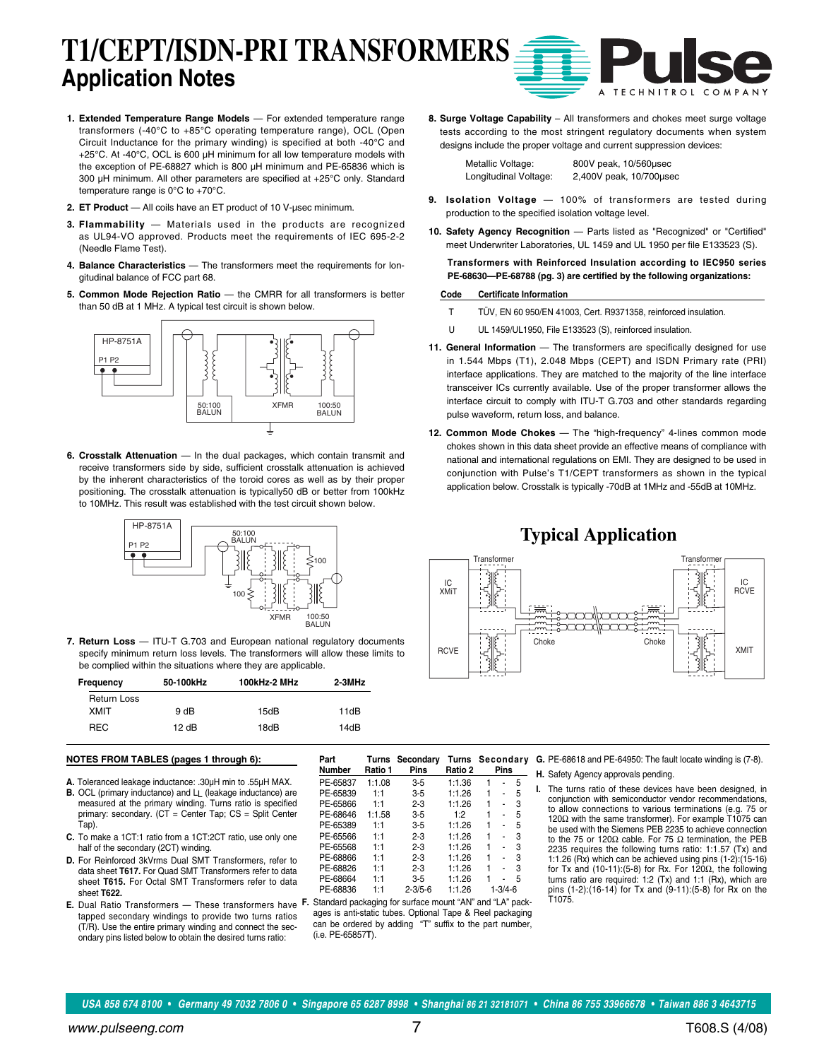# T1/CEPT/ISDN-PRI TRANSFORMERS

## Application Notes

1. **Extended Temperature Range Models** — For extended temperature range transformers (-40°C to +85°C operating temperature range), OCL (Open Circuit Inductance for the primary winding) is specified at both -40°C and +25°C. At -40°C, OCL is 600 μH minimum for all low temperature models with the exception of PE-68827 which is 800 μH minimum and PE-65836 which is 300 μH minimum. All other parameters are specified at +25°C only. Standard temperature range is 0°C to +70°C.

2. **ET Product** — All coils have an ET product of 10 V-μsec minimum.

3. **Flammability** — Materials used in the products are recognized as UL94-VO approved. Products meet the requirements of IEC 695-2-2 (Needle Flame Test).

4. **Balance Characteristics** — The transformers meet the requirements for longitudinal balance of FCC part 68.

5. **Common Mode Rejection Ratio** — the CMRR for all transformers is better than 50 dB at 1 MHz. A typical test circuit is shown below.

HP-8751A, P1 P2, 50:100 BALUN, XFMR, 100:50 BALUN

6. **Crosstalk Attenuation** — In the dual packages, which contain transmit and receive transformers side by side, sufficient crosstalk attenuation is achieved by the inherent characteristics of the toroid cores as well as by their proper positioning. The crosstalk attenuation is typically50 dB or better from 100kHz to 10MHz. This result was established with the test circuit shown below.

HP-8751A, P1 P2, 50:100 BALUN, 100, 100, XFMR, 100:50 BALUN

7. **Return Loss** — ITU-T G.703 and European national regulatory documents specify minimum return loss levels. The transformers will allow these limits to be complied within the situations where they are applicable.

| Frequency | 50-100kHz | 100kHz-2 MHz | 2-3MHz |
|---|---|---|---|
| Return Loss | | | |
| XMIT | 9 dB | 15dB | 11dB |
| REC | 12 dB | 18dB | 14dB |

8. **Surge Voltage Capability** – All transformers and chokes meet surge voltage tests according to the most stringent regulatory documents when system designs include the proper voltage and current suppression devices:

   Metallic Voltage: 800V peak, 10/560μsec
   Longitudinal Voltage: 2,400V peak, 10/700μsec

9. **Isolation Voltage** — 100% of transformers are tested during production to the specified isolation voltage level.

10. **Safety Agency Recognition** — Parts listed as "Recognized" or "Certified" meet Underwriter Laboratories, UL 1459 and UL 1950 per file E133523 (S).

    **Transformers with Reinforced Insulation according to IEC950 series PE-68630—PE-68788 (pg. 3) are certified by the following organizations:**

| Code | Certificate Information |
|---|---|
| T | TÜV, EN 60 950/EN 41003, Cert. R9371358, reinforced insulation. |
| U | UL 1459/UL1950, File E133523 (S), reinforced insulation. |

11. **General Information** — The transformers are specifically designed for use in 1.544 Mbps (T1), 2.048 Mbps (CEPT) and ISDN Primary rate (PRI) interface applications. They are matched to the majority of the line interface transceiver ICs currently available. Use of the proper transformer allows the interface circuit to comply with ITU-T G.703 and other standards regarding pulse waveform, return loss, and balance.

12. **Common Mode Chokes** — The "high-frequency" 4-lines common mode chokes shown in this data sheet provide an effective means of compliance with national and international regulations on EMI. They are designed to be used in conjunction with Pulse's T1/CEPT transformers as shown in the typical application below. Crosstalk is typically -70dB at 1MHz and -55dB at 10MHz.

## Typical Application

Transformer, IC XMIT, RCVE, Choke, Choke, Transformer, IC RCVE, XMIT

### NOTES FROM TABLES (pages 1 through 6):

A. Toleranced leakage inductance: .30μH min to .55μH MAX.

B. OCL (primary inductance) and $L_L$ (leakage inductance) are measured at the primary winding. Turns ratio is specified primary: secondary. (CT = Center Tap; CS = Split Center Tap).

C. To make a 1CT:1 ratio from a 1CT:2CT ratio, use only one half of the secondary (2CT) winding.

D. For Reinforced 3kVrms Dual SMT Transformers, refer to data sheet **T617.** For Quad SMT Transformers refer to data sheet **T615.** For Octal SMT Transformers refer to data sheet **T622.**

E. Dual Ratio Transformers — These transformers have tapped secondary windings to provide two turns ratios (T/R). Use the entire primary winding and connect the secondary pins listed below to obtain the desired turns ratio:

| Part Number | Turns Ratio 1 | Secondary Pins | Turns Ratio 2 | Secondary Pins |
|---|---|---|---|---|
| PE-65837 | 1:1.08 | 3-5 | 1:1.36 | 1 - 5 |
| PE-65839 | 1:1 | 3-5 | 1:1.26 | 1 - 5 |
| PE-65866 | 1:1 | 2-3 | 1:1.26 | 1 - 3 |
| PE-68646 | 1:1.58 | 3-5 | 1:2 | 1 - 5 |
| PE-65389 | 1:1 | 3-5 | 1:1.26 | 1 - 5 |
| PE-65566 | 1:1 | 2-3 | 1:1.26 | 1 - 3 |
| PE-65568 | 1:1 | 2-3 | 1:1.26 | 1 - 3 |
| PE-68866 | 1:1 | 2-3 | 1:1.26 | 1 - 3 |
| PE-68826 | 1:1 | 2-3 | 1:1.26 | 1 - 3 |
| PE-68664 | 1:1 | 3-5 | 1:1.26 | 1 - 5 |
| PE-68836 | 1:1 | 2-3/5-6 | 1:1.26 | 1-3/4-6 |

F. Standard packaging for surface mount "AN" and "LA" packages is anti-static tubes. Optional Tape & Reel packaging can be ordered by adding "T" suffix to the part number, (i.e. PE-65857**T**).

G. PE-68618 and PE-64950: The fault locate winding is (7-8).

H. Safety Agency approvals pending.

I. The turns ratio of these devices have been designed, in conjunction with semiconductor vendor recommendations, to allow connections to various terminations (e.g. 75 or 120Ω with the same transformer). For example T1075 can be used with the Siemens PEB 2235 to achieve connection to the 75 or 120Ω cable. For 75 Ω termination, the PEB 2235 requires the following turns ratio: 1:1.57 (Tx) and 1:1.26 (Rx) which can be achieved using pins (1-2):(15-16) for Tx and (10-11):(5-8) for Rx. For 120Ω, the following turns ratio are required: 1:2 (Tx) and 1:1 (Rx), which are pins (1-2):(16-14) for Tx and (9-11):(5-8) for Rx on the T1075.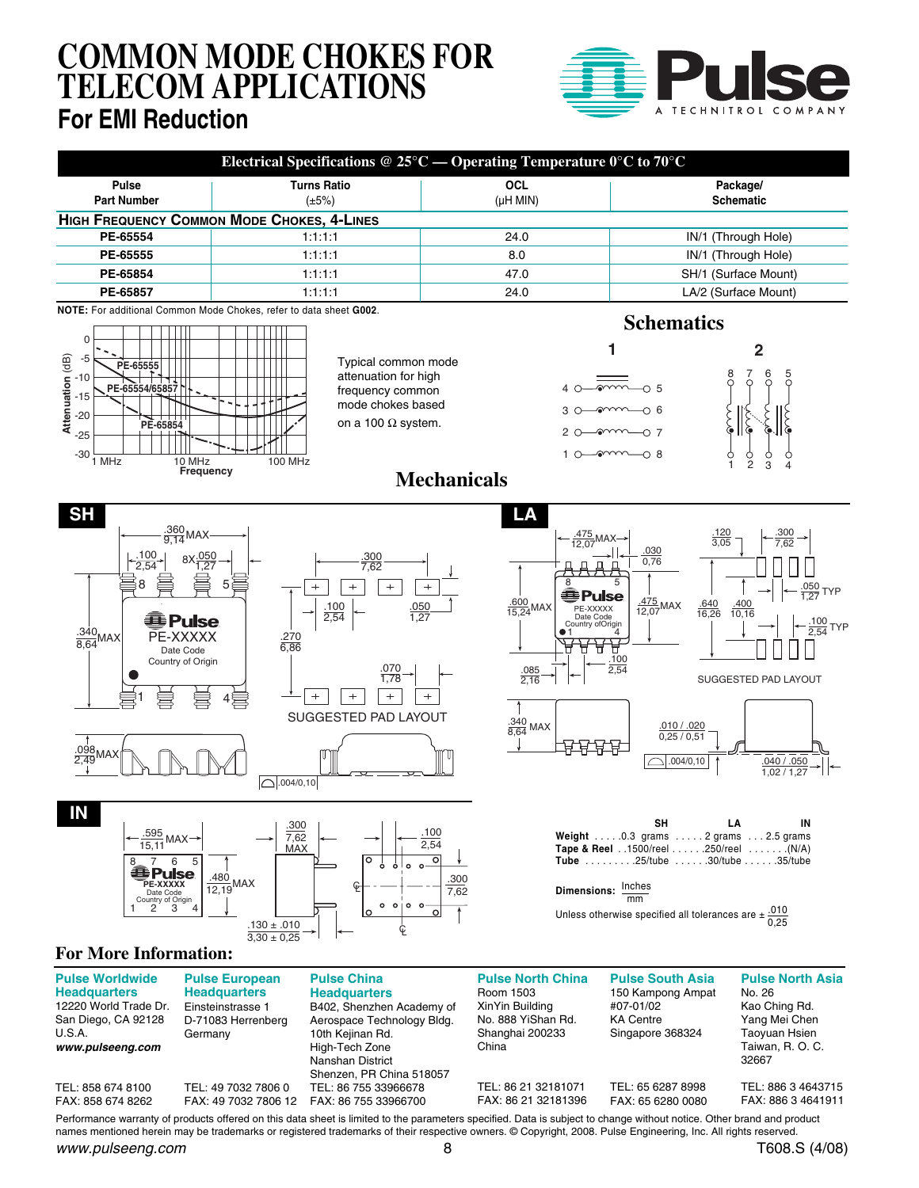# COMMON MODE CHOKES FOR TELECOM APPLICATIONS

## For EMI Reduction

**Electrical Specifications @ 25°C — Operating Temperature 0°C to 70°C**

| Pulse Part Number | Turns Ratio (±5%) | OCL (μH MIN) | Package/ Schematic |
|---|---|---|---|
| **HIGH FREQUENCY COMMON MODE CHOKES, 4-LINES** | | | |
| **PE-65554** | 1:1:1:1 | 24.0 | IN/1 (Through Hole) |
| **PE-65555** | 1:1:1:1 | 8.0 | IN/1 (Through Hole) |
| **PE-65854** | 1:1:1:1 | 47.0 | SH/1 (Surface Mount) |
| **PE-65857** | 1:1:1:1 | 24.0 | LA/2 (Surface Mount) |

**NOTE:** For additional Common Mode Chokes, refer to data sheet **G002**.

Attenuation (dB)
0
-5
-10
-15
-20
-25
-30
PE-65555
PE-65554/65857
PE-65854
1 MHz
10 MHz
100 MHz
Frequency

Typical common mode attenuation for high frequency common mode chokes based on a 100 Ω system.

## Schematics

1
4 — 5
3 — 6
2 — 7
1 — 8

2
8 7 6 5
1 2 3 4

## Mechanicals

### SH

.360 / 9,14 MAX
.100 / 2,54
8X .050 / 1,27
8 5
Pulse
PE-XXXXX
Date Code
Country of Origin
1 4
.340 / 8,64 MAX
.098 / 2,49 MAX
.004/0,10
.300 / 7,62
.100 / 2,54
.050 / 1,27
.270 / 6,86
.070 / 1,78
SUGGESTED PAD LAYOUT

### LA

.475 / 12,07 MAX
.030 / 0,76
8 5
Pulse
PE-XXXXX
Date Code
Country of Origin
1 4
.600 / 15,24 MAX
.475 / 12,07 MAX
.100 / 2,54
.085 / 2,16
.340 / 8,64 MAX
.010 / .020
0,25 / 0,51
.004/0,10
.040 / .050
1,02 / 1,27
.120 / 3,05
.300 / 7,62
.050 / 1,27 TYP
.640 / 16,26
.400 / 10,16
.100 / 2,54 TYP
SUGGESTED PAD LAYOUT

### IN

.595 / 15,11 MAX
8 7 6 5
Pulse
PE-XXXXX
Date Code
Country of Origin
1 2 3 4
.480 / 12,19 MAX
.300 / 7,62 MAX
.130 ± .010
3,30 ± 0,25
.100 / 2,54
.300 / 7,62

| | SH | LA | IN |
|---|---|---|---|
| **Weight** | 0.3 grams | 2 grams | 2.5 grams |
| **Tape & Reel** | 1500/reel | 250/reel | (N/A) |
| **Tube** | 25/tube | 30/tube | 35/tube |

**Dimensions:** Inches / mm

Unless otherwise specified all tolerances are ± .010 / 0,25

## For More Information:

**Pulse Worldwide Headquarters**
12220 World Trade Dr.
San Diego, CA 92128
U.S.A.
***www.pulseeng.com***
TEL: 858 674 8100
FAX: 858 674 8262

**Pulse European Headquarters**
Einsteinstrasse 1
D-71083 Herrenberg
Germany
TEL: 49 7032 7806 0
FAX: 49 7032 7806 12

**Pulse China Headquarters**
B402, Shenzhen Academy of Aerospace Technology Bldg.
10th Kejinan Rd.
High-Tech Zone
Nanshan District
Shenzen, PR China 518057
TEL: 86 755 33966678
FAX: 86 755 33966700

**Pulse North China**
Room 1503
XinYin Building
No. 888 YiShan Rd.
Shanghai 200233
China
TEL: 86 21 32181071
FAX: 86 21 32181396

**Pulse South Asia**
150 Kampong Ampat
#07-01/02
KA Centre
Singapore 368324
TEL: 65 6287 8998
FAX: 65 6280 0080

**Pulse North Asia**
No. 26
Kao Ching Rd.
Yang Mei Chen
Taoyuan Hsien
Taiwan, R. O. C.
32667
TEL: 886 3 4643715
FAX: 886 3 4641911

Performance warranty of products offered on this data sheet is limited to the parameters specified. Data is subject to change without notice. Other brand and product names mentioned herein may be trademarks or registered trademarks of their respective owners. © Copyright, 2008. Pulse Engineering, Inc. All rights reserved.

*www.pulseeng.com* T608.S (4/08)